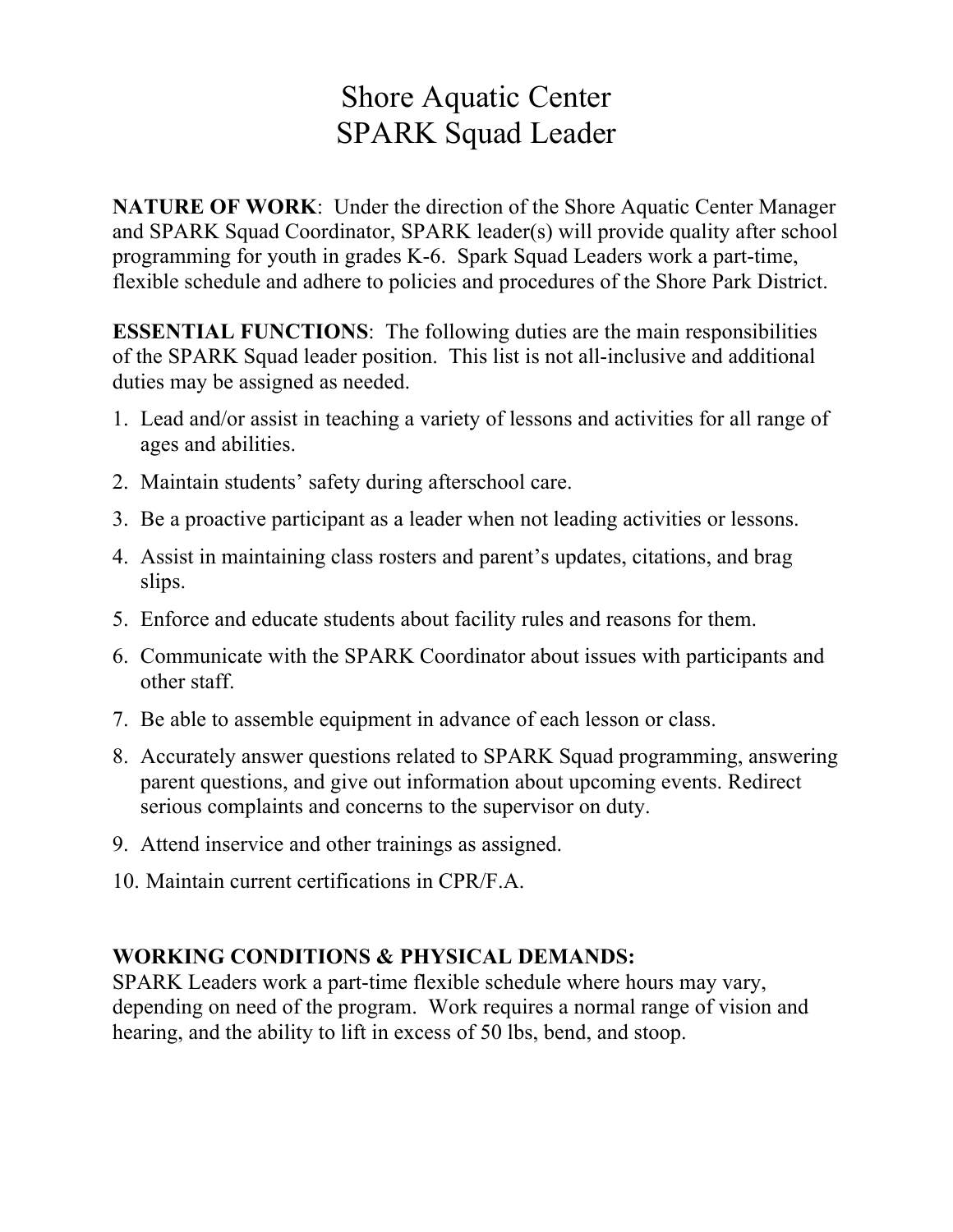# Shore Aquatic Center
# SPARK Squad Leader

**NATURE OF WORK**: Under the direction of the Shore Aquatic Center Manager and SPARK Squad Coordinator, SPARK leader(s) will provide quality after school programming for youth in grades K-6. Spark Squad Leaders work a part-time, flexible schedule and adhere to policies and procedures of the Shore Park District.

**ESSENTIAL FUNCTIONS**: The following duties are the main responsibilities of the SPARK Squad leader position. This list is not all-inclusive and additional duties may be assigned as needed.

1. Lead and/or assist in teaching a variety of lessons and activities for all range of ages and abilities.
2. Maintain students' safety during afterschool care.
3. Be a proactive participant as a leader when not leading activities or lessons.
4. Assist in maintaining class rosters and parent's updates, citations, and brag slips.
5. Enforce and educate students about facility rules and reasons for them.
6. Communicate with the SPARK Coordinator about issues with participants and other staff.
7. Be able to assemble equipment in advance of each lesson or class.
8. Accurately answer questions related to SPARK Squad programming, answering parent questions, and give out information about upcoming events. Redirect serious complaints and concerns to the supervisor on duty.
9. Attend inservice and other trainings as assigned.
10. Maintain current certifications in CPR/F.A.

**WORKING CONDITIONS & PHYSICAL DEMANDS:**
SPARK Leaders work a part-time flexible schedule where hours may vary, depending on need of the program. Work requires a normal range of vision and hearing, and the ability to lift in excess of 50 lbs, bend, and stoop.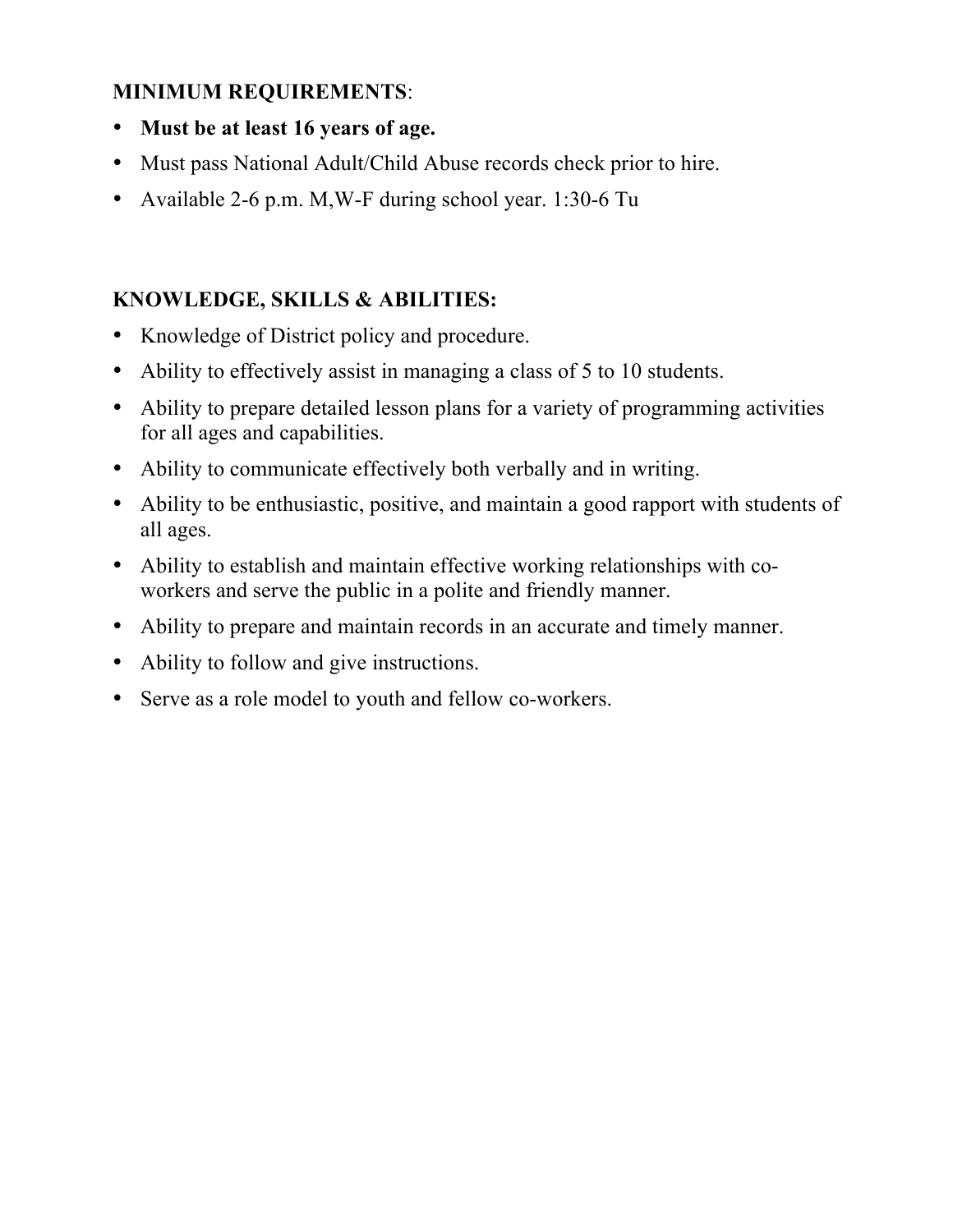**MINIMUM REQUIREMENTS**:

- **Must be at least 16 years of age.**
- Must pass National Adult/Child Abuse records check prior to hire.
- Available 2-6 p.m. M,W-F during school year. 1:30-6 Tu

**KNOWLEDGE, SKILLS & ABILITIES:**

- Knowledge of District policy and procedure.
- Ability to effectively assist in managing a class of 5 to 10 students.
- Ability to prepare detailed lesson plans for a variety of programming activities for all ages and capabilities.
- Ability to communicate effectively both verbally and in writing.
- Ability to be enthusiastic, positive, and maintain a good rapport with students of all ages.
- Ability to establish and maintain effective working relationships with co-workers and serve the public in a polite and friendly manner.
- Ability to prepare and maintain records in an accurate and timely manner.
- Ability to follow and give instructions.
- Serve as a role model to youth and fellow co-workers.